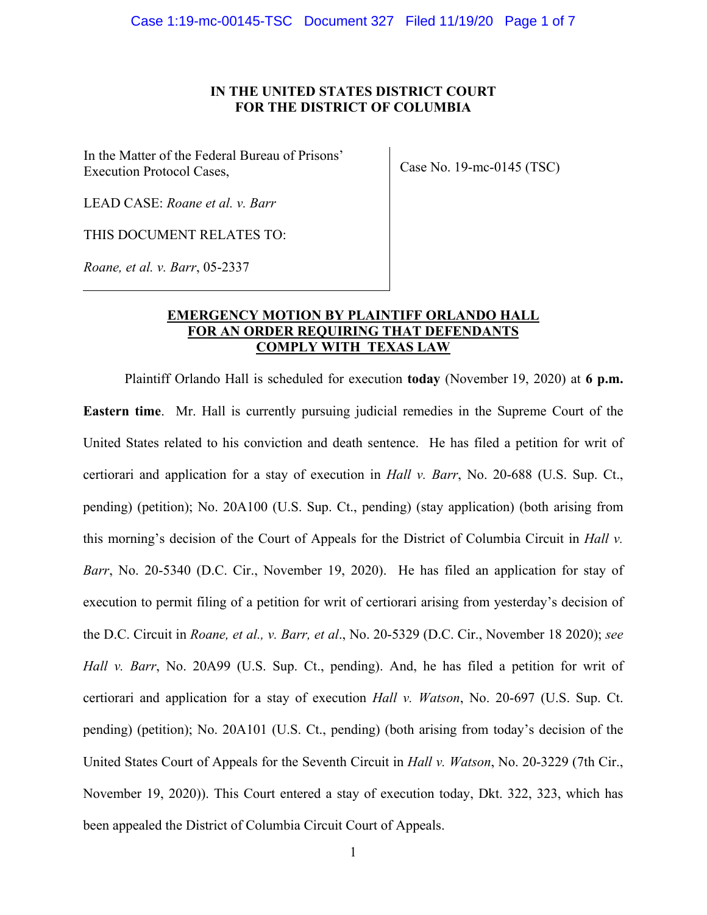**IN THE UNITED STATES DISTRICT COURT**
**FOR THE DISTRICT OF COLUMBIA**

In the Matter of the Federal Bureau of Prisons' Execution Protocol Cases,

LEAD CASE: *Roane et al. v. Barr*

THIS DOCUMENT RELATES TO:

*Roane, et al. v. Barr*, 05-2337

Case No. 19-mc-0145 (TSC)

**EMERGENCY MOTION BY PLAINTIFF ORLANDO HALL FOR AN ORDER REQUIRING THAT DEFENDANTS COMPLY WITH TEXAS LAW**

Plaintiff Orlando Hall is scheduled for execution **today** (November 19, 2020) at **6 p.m. Eastern time**. Mr. Hall is currently pursuing judicial remedies in the Supreme Court of the United States related to his conviction and death sentence. He has filed a petition for writ of certiorari and application for a stay of execution in *Hall v. Barr*, No. 20-688 (U.S. Sup. Ct., pending) (petition); No. 20A100 (U.S. Sup. Ct., pending) (stay application) (both arising from this morning's decision of the Court of Appeals for the District of Columbia Circuit in *Hall v. Barr*, No. 20-5340 (D.C. Cir., November 19, 2020). He has filed an application for stay of execution to permit filing of a petition for writ of certiorari arising from yesterday's decision of the D.C. Circuit in *Roane, et al., v. Barr, et al*., No. 20-5329 (D.C. Cir., November 18 2020); *see Hall v. Barr*, No. 20A99 (U.S. Sup. Ct., pending). And, he has filed a petition for writ of certiorari and application for a stay of execution *Hall v. Watson*, No. 20-697 (U.S. Sup. Ct. pending) (petition); No. 20A101 (U.S. Ct., pending) (both arising from today's decision of the United States Court of Appeals for the Seventh Circuit in *Hall v. Watson*, No. 20-3229 (7th Cir., November 19, 2020)). This Court entered a stay of execution today, Dkt. 322, 323, which has been appealed the District of Columbia Circuit Court of Appeals.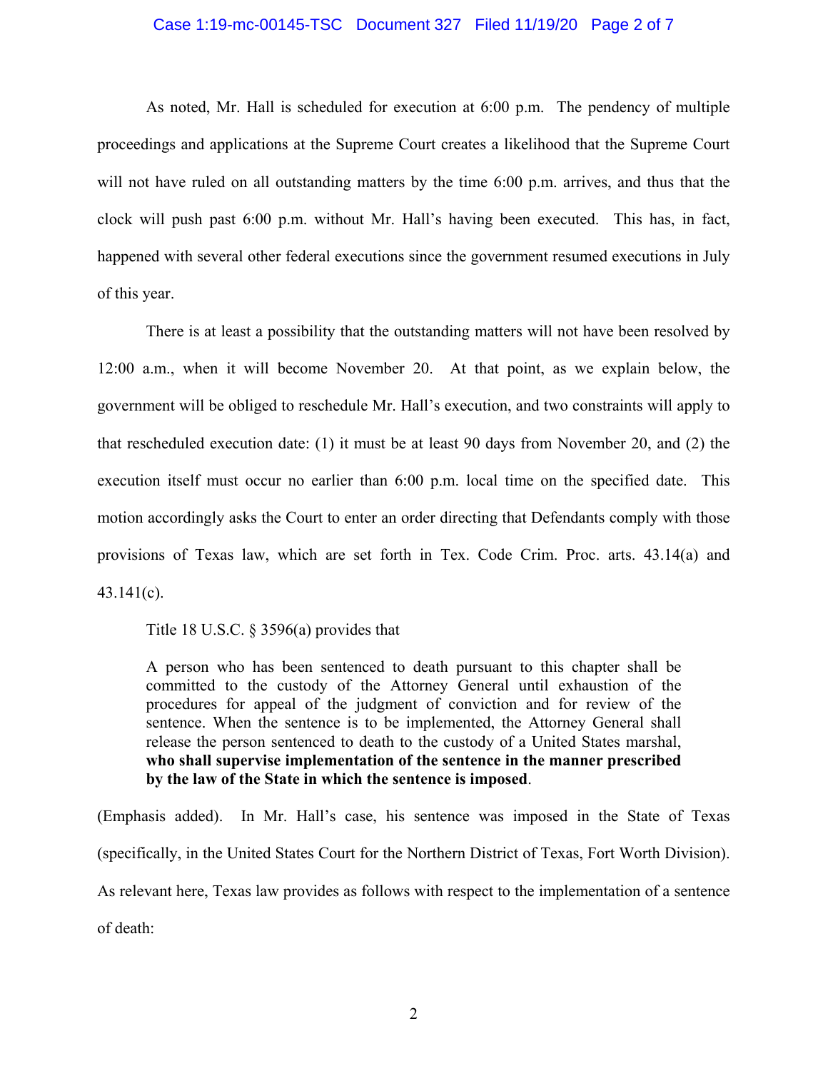As noted, Mr. Hall is scheduled for execution at 6:00 p.m. The pendency of multiple proceedings and applications at the Supreme Court creates a likelihood that the Supreme Court will not have ruled on all outstanding matters by the time 6:00 p.m. arrives, and thus that the clock will push past 6:00 p.m. without Mr. Hall's having been executed. This has, in fact, happened with several other federal executions since the government resumed executions in July of this year.

There is at least a possibility that the outstanding matters will not have been resolved by 12:00 a.m., when it will become November 20. At that point, as we explain below, the government will be obliged to reschedule Mr. Hall's execution, and two constraints will apply to that rescheduled execution date: (1) it must be at least 90 days from November 20, and (2) the execution itself must occur no earlier than 6:00 p.m. local time on the specified date. This motion accordingly asks the Court to enter an order directing that Defendants comply with those provisions of Texas law, which are set forth in Tex. Code Crim. Proc. arts. 43.14(a) and 43.141(c).

Title 18 U.S.C. § 3596(a) provides that

> A person who has been sentenced to death pursuant to this chapter shall be committed to the custody of the Attorney General until exhaustion of the procedures for appeal of the judgment of conviction and for review of the sentence. When the sentence is to be implemented, the Attorney General shall release the person sentenced to death to the custody of a United States marshal, **who shall supervise implementation of the sentence in the manner prescribed by the law of the State in which the sentence is imposed**.

(Emphasis added). In Mr. Hall's case, his sentence was imposed in the State of Texas (specifically, in the United States Court for the Northern District of Texas, Fort Worth Division). As relevant here, Texas law provides as follows with respect to the implementation of a sentence of death: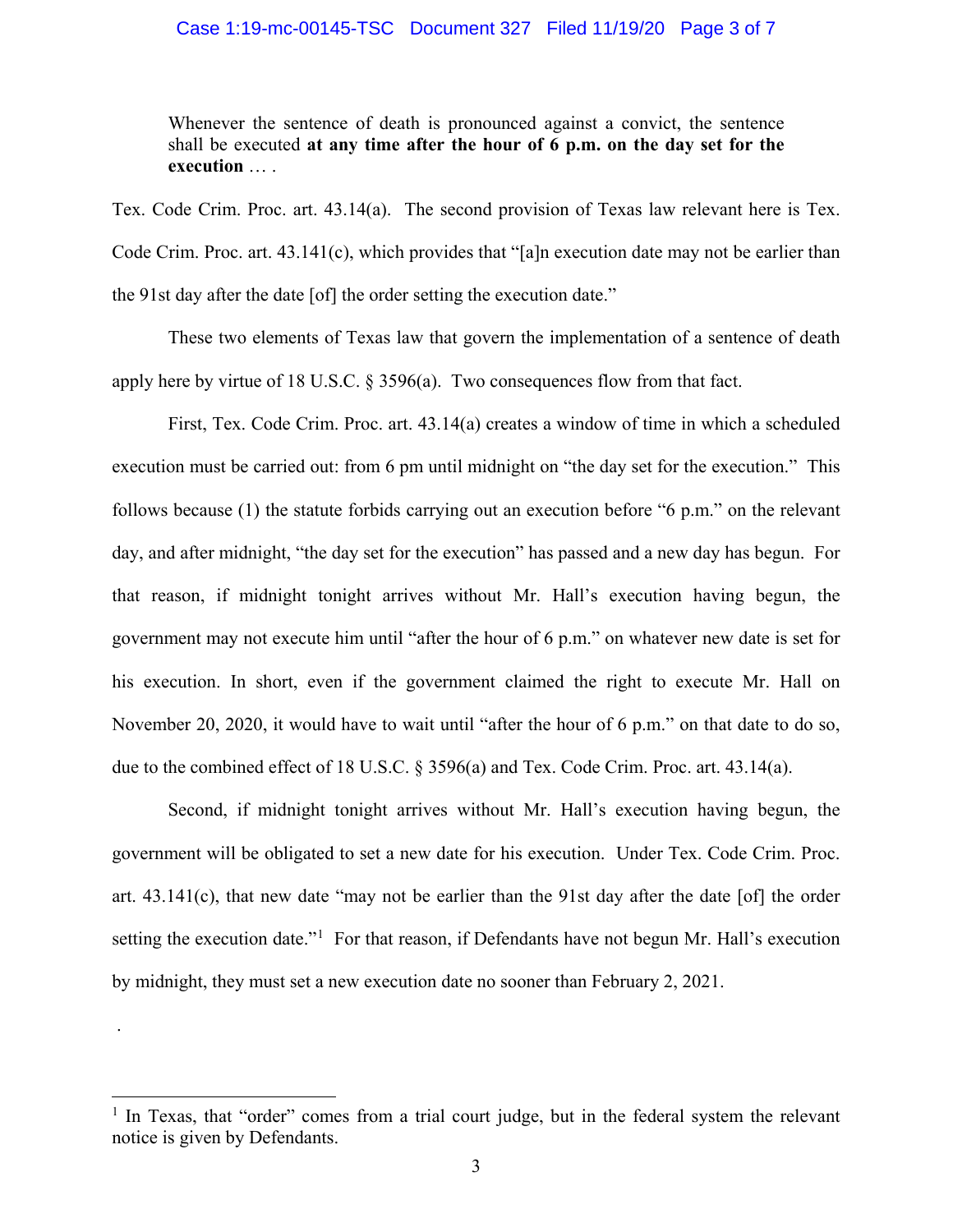> Whenever the sentence of death is pronounced against a convict, the sentence shall be executed **at any time after the hour of 6 p.m. on the day set for the execution** … .

Tex. Code Crim. Proc. art. 43.14(a). The second provision of Texas law relevant here is Tex. Code Crim. Proc. art. 43.141(c), which provides that "[a]n execution date may not be earlier than the 91st day after the date [of] the order setting the execution date."

These two elements of Texas law that govern the implementation of a sentence of death apply here by virtue of 18 U.S.C. § 3596(a). Two consequences flow from that fact.

First, Tex. Code Crim. Proc. art. 43.14(a) creates a window of time in which a scheduled execution must be carried out: from 6 pm until midnight on "the day set for the execution." This follows because (1) the statute forbids carrying out an execution before "6 p.m." on the relevant day, and after midnight, "the day set for the execution" has passed and a new day has begun. For that reason, if midnight tonight arrives without Mr. Hall's execution having begun, the government may not execute him until "after the hour of 6 p.m." on whatever new date is set for his execution. In short, even if the government claimed the right to execute Mr. Hall on November 20, 2020, it would have to wait until "after the hour of 6 p.m." on that date to do so, due to the combined effect of 18 U.S.C. § 3596(a) and Tex. Code Crim. Proc. art. 43.14(a).

Second, if midnight tonight arrives without Mr. Hall's execution having begun, the government will be obligated to set a new date for his execution. Under Tex. Code Crim. Proc. art. 43.141(c), that new date "may not be earlier than the 91st day after the date [of] the order setting the execution date."[1] For that reason, if Defendants have not begun Mr. Hall's execution by midnight, they must set a new execution date no sooner than February 2, 2021.

.

---

[1] In Texas, that "order" comes from a trial court judge, but in the federal system the relevant notice is given by Defendants.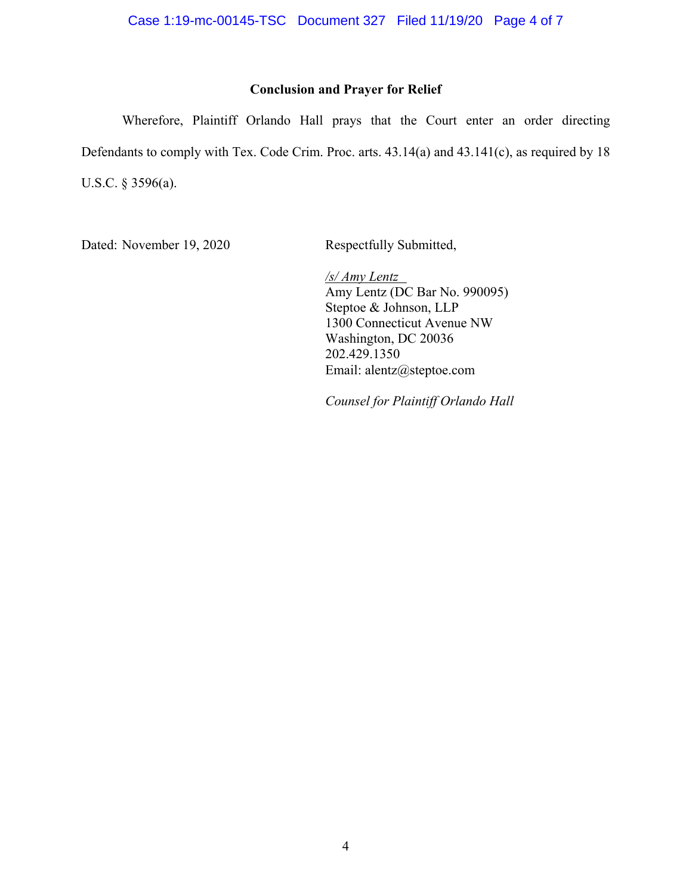## Conclusion and Prayer for Relief

Wherefore, Plaintiff Orlando Hall prays that the Court enter an order directing Defendants to comply with Tex. Code Crim. Proc. arts. 43.14(a) and 43.141(c), as required by 18 U.S.C. § 3596(a).

Dated: November 19, 2020

Respectfully Submitted,

*/s/ Amy Lentz*
Amy Lentz (DC Bar No. 990095)
Steptoe & Johnson, LLP
1300 Connecticut Avenue NW
Washington, DC 20036
202.429.1350
Email: alentz@steptoe.com

*Counsel for Plaintiff Orlando Hall*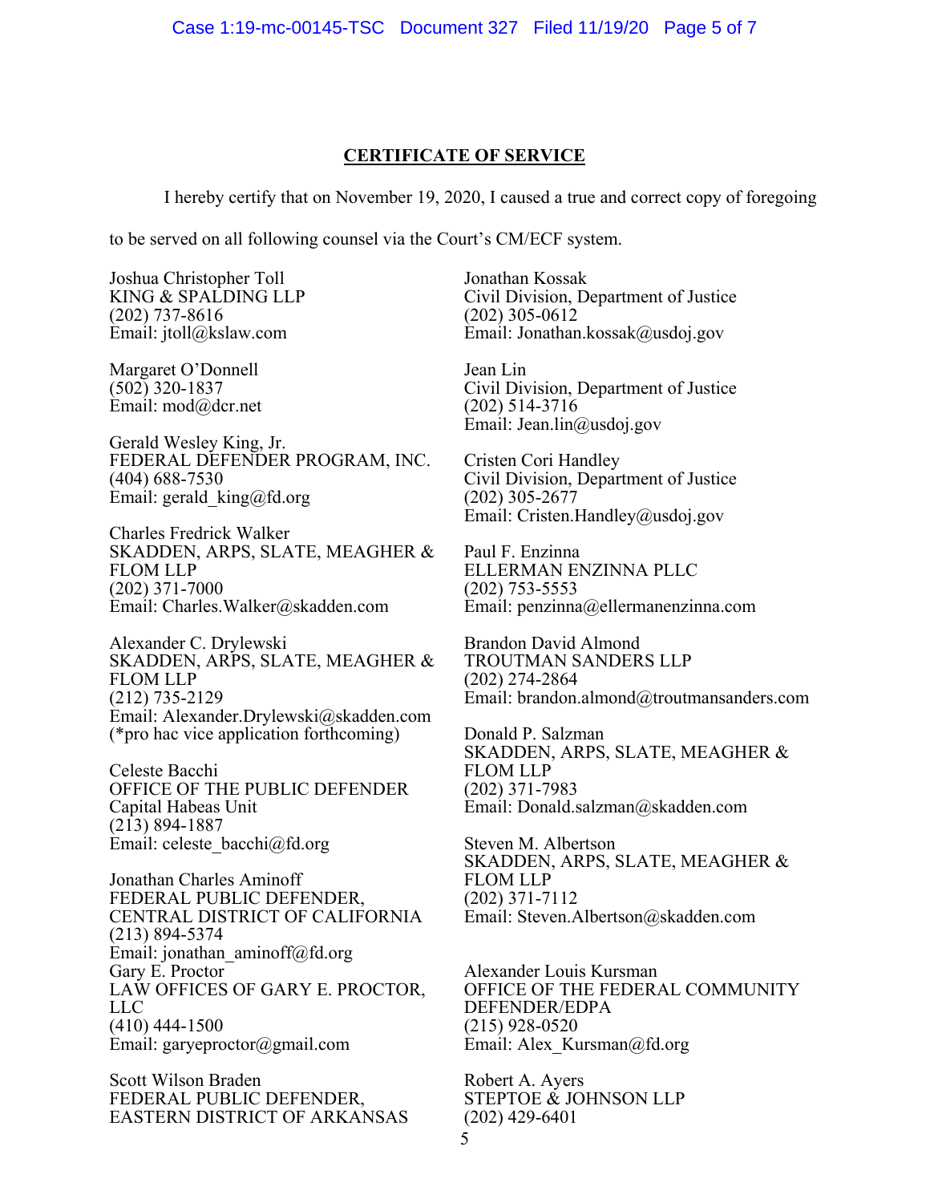## CERTIFICATE OF SERVICE

I hereby certify that on November 19, 2020, I caused a true and correct copy of foregoing to be served on all following counsel via the Court's CM/ECF system.

Joshua Christopher Toll
KING & SPALDING LLP
(202) 737-8616
Email: jtoll@kslaw.com

Margaret O'Donnell
(502) 320-1837
Email: mod@dcr.net

Gerald Wesley King, Jr.
FEDERAL DEFENDER PROGRAM, INC.
(404) 688-7530
Email: gerald_king@fd.org

Charles Fredrick Walker
SKADDEN, ARPS, SLATE, MEAGHER & FLOM LLP
(202) 371-7000
Email: Charles.Walker@skadden.com

Alexander C. Drylewski
SKADDEN, ARPS, SLATE, MEAGHER & FLOM LLP
(212) 735-2129
Email: Alexander.Drylewski@skadden.com
(*pro hac vice application forthcoming)

Celeste Bacchi
OFFICE OF THE PUBLIC DEFENDER
Capital Habeas Unit
(213) 894-1887
Email: celeste_bacchi@fd.org

Jonathan Charles Aminoff
FEDERAL PUBLIC DEFENDER, CENTRAL DISTRICT OF CALIFORNIA
(213) 894-5374
Email: jonathan_aminoff@fd.org

Gary E. Proctor
LAW OFFICES OF GARY E. PROCTOR, LLC
(410) 444-1500
Email: garyeproctor@gmail.com

Scott Wilson Braden
FEDERAL PUBLIC DEFENDER, EASTERN DISTRICT OF ARKANSAS

Jonathan Kossak
Civil Division, Department of Justice
(202) 305-0612
Email: Jonathan.kossak@usdoj.gov

Jean Lin
Civil Division, Department of Justice
(202) 514-3716
Email: Jean.lin@usdoj.gov

Cristen Cori Handley
Civil Division, Department of Justice
(202) 305-2677
Email: Cristen.Handley@usdoj.gov

Paul F. Enzinna
ELLERMAN ENZINNA PLLC
(202) 753-5553
Email: penzinna@ellermanenzinna.com

Brandon David Almond
TROUTMAN SANDERS LLP
(202) 274-2864
Email: brandon.almond@troutmansanders.com

Donald P. Salzman
SKADDEN, ARPS, SLATE, MEAGHER & FLOM LLP
(202) 371-7983
Email: Donald.salzman@skadden.com

Steven M. Albertson
SKADDEN, ARPS, SLATE, MEAGHER & FLOM LLP
(202) 371-7112
Email: Steven.Albertson@skadden.com

Alexander Louis Kursman
OFFICE OF THE FEDERAL COMMUNITY DEFENDER/EDPA
(215) 928-0520
Email: Alex_Kursman@fd.org

Robert A. Ayers
STEPTOE & JOHNSON LLP
(202) 429-6401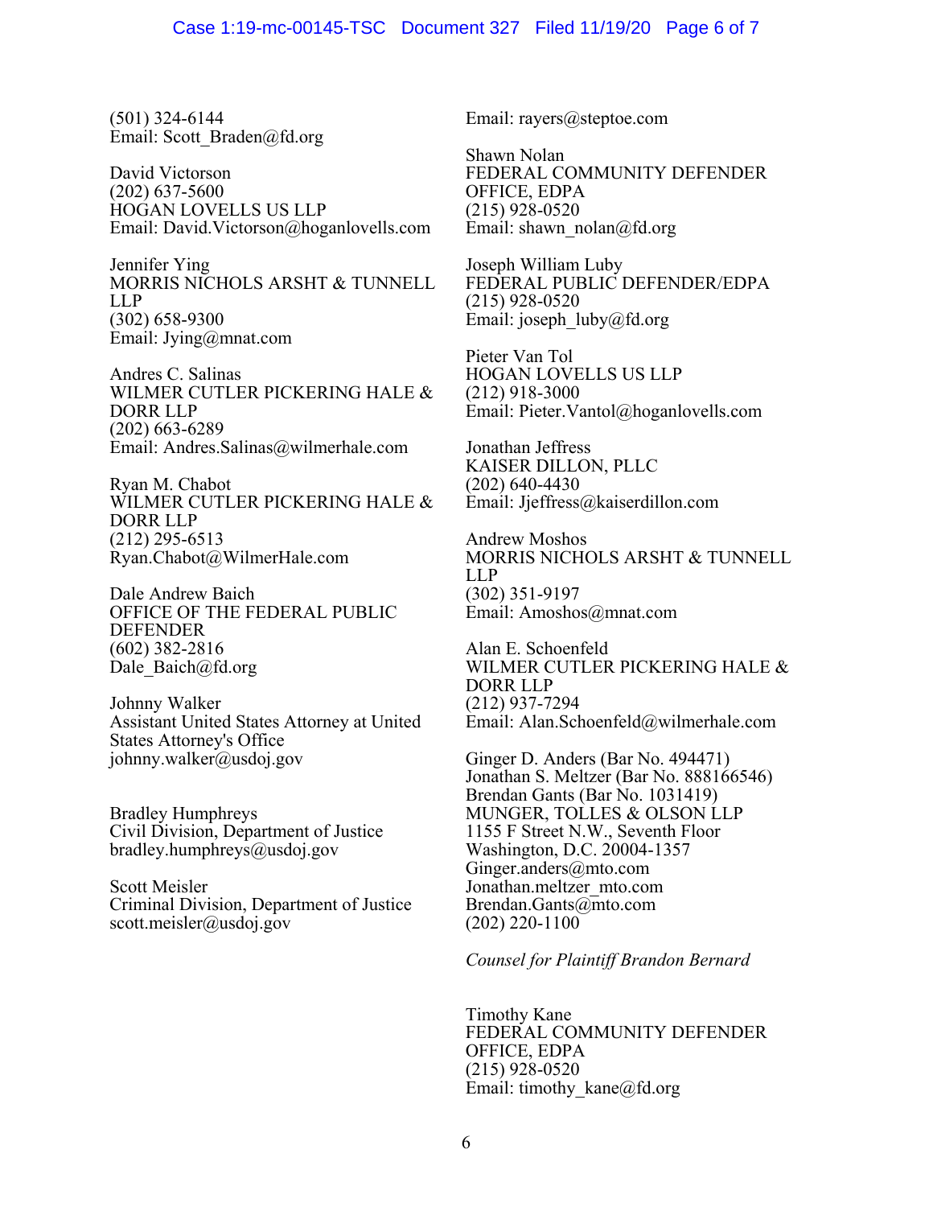(501) 324-6144
Email: Scott_Braden@fd.org

David Victorson
(202) 637-5600
HOGAN LOVELLS US LLP
Email: David.Victorson@hoganlovells.com

Jennifer Ying
MORRIS NICHOLS ARSHT & TUNNELL LLP
(302) 658-9300
Email: Jying@mnat.com

Andres C. Salinas
WILMER CUTLER PICKERING HALE & DORR LLP
(202) 663-6289
Email: Andres.Salinas@wilmerhale.com

Ryan M. Chabot
WILMER CUTLER PICKERING HALE & DORR LLP
(212) 295-6513
Ryan.Chabot@WilmerHale.com

Dale Andrew Baich
OFFICE OF THE FEDERAL PUBLIC DEFENDER
(602) 382-2816
Dale_Baich@fd.org

Johnny Walker
Assistant United States Attorney at United States Attorney's Office
johnny.walker@usdoj.gov

Bradley Humphreys
Civil Division, Department of Justice
bradley.humphreys@usdoj.gov

Scott Meisler
Criminal Division, Department of Justice
scott.meisler@usdoj.gov

Email: rayers@steptoe.com

Shawn Nolan
FEDERAL COMMUNITY DEFENDER OFFICE, EDPA
(215) 928-0520
Email: shawn_nolan@fd.org

Joseph William Luby
FEDERAL PUBLIC DEFENDER/EDPA
(215) 928-0520
Email: joseph_luby@fd.org

Pieter Van Tol
HOGAN LOVELLS US LLP
(212) 918-3000
Email: Pieter.Vantol@hoganlovells.com

Jonathan Jeffress
KAISER DILLON, PLLC
(202) 640-4430
Email: Jjeffress@kaiserdillon.com

Andrew Moshos
MORRIS NICHOLS ARSHT & TUNNELL LLP
(302) 351-9197
Email: Amoshos@mnat.com

Alan E. Schoenfeld
WILMER CUTLER PICKERING HALE & DORR LLP
(212) 937-7294
Email: Alan.Schoenfeld@wilmerhale.com

Ginger D. Anders (Bar No. 494471)
Jonathan S. Meltzer (Bar No. 888166546)
Brendan Gants (Bar No. 1031419)
MUNGER, TOLLES & OLSON LLP
1155 F Street N.W., Seventh Floor
Washington, D.C. 20004-1357
Ginger.anders@mto.com
Jonathan.meltzer_mto.com
Brendan.Gants@mto.com
(202) 220-1100

*Counsel for Plaintiff Brandon Bernard*

Timothy Kane
FEDERAL COMMUNITY DEFENDER OFFICE, EDPA
(215) 928-0520
Email: timothy_kane@fd.org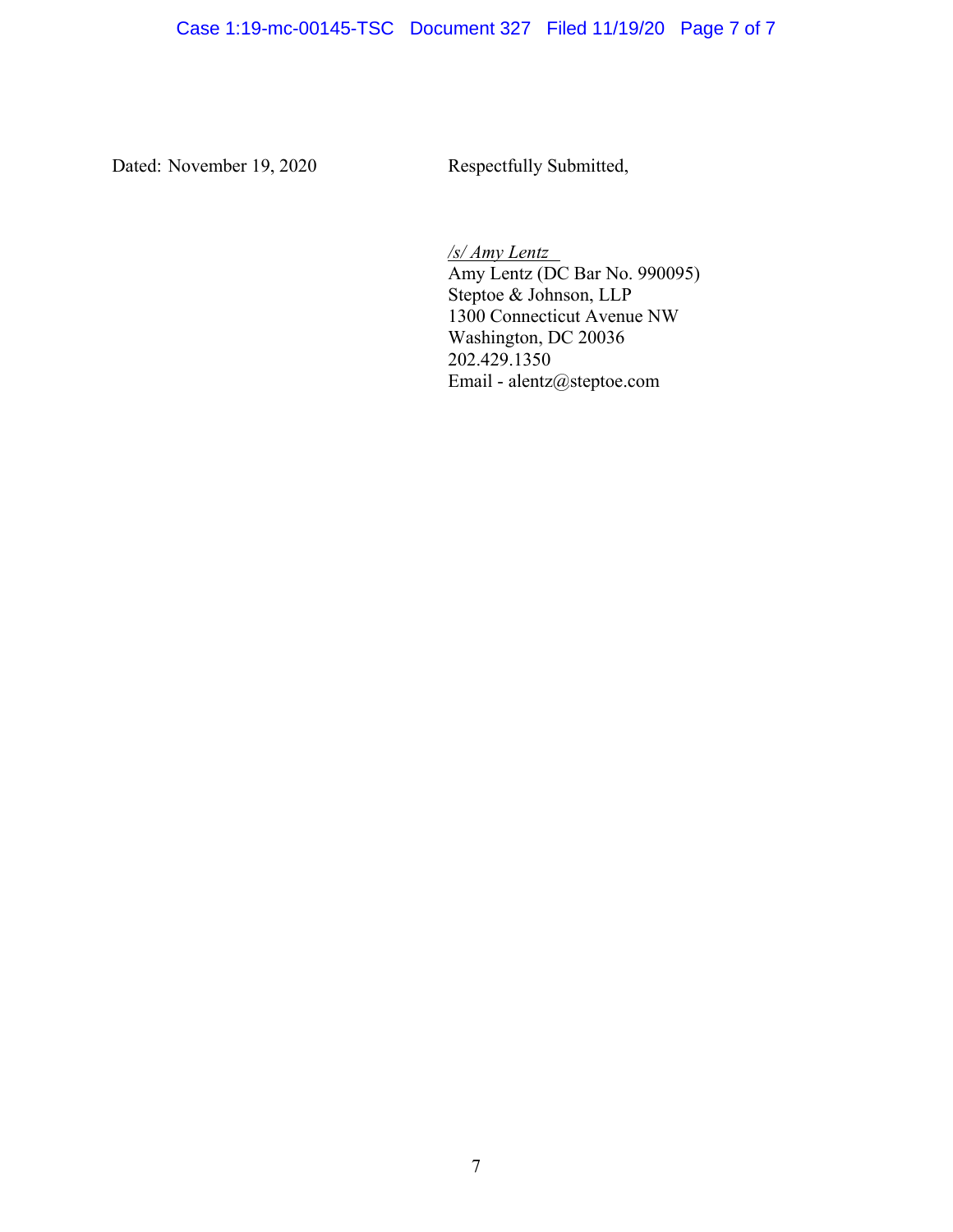Dated: November 19, 2020

Respectfully Submitted,

*/s/ Amy Lentz*
Amy Lentz (DC Bar No. 990095)
Steptoe & Johnson, LLP
1300 Connecticut Avenue NW
Washington, DC 20036
202.429.1350
Email - alentz@steptoe.com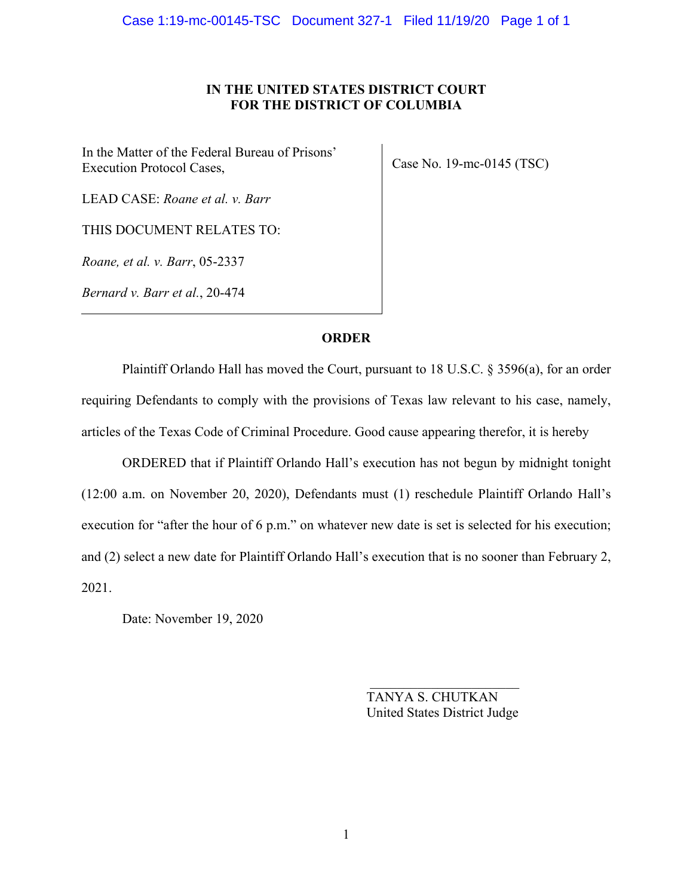**IN THE UNITED STATES DISTRICT COURT**
**FOR THE DISTRICT OF COLUMBIA**

| | |
|---|---|
| In the Matter of the Federal Bureau of Prisons' Execution Protocol Cases,<br><br>LEAD CASE: *Roane et al. v. Barr*<br><br>THIS DOCUMENT RELATES TO:<br><br>*Roane, et al. v. Barr*, 05-2337<br><br>*Bernard v. Barr et al.*, 20-474 | Case No. 19-mc-0145 (TSC) |

**ORDER**

Plaintiff Orlando Hall has moved the Court, pursuant to 18 U.S.C. § 3596(a), for an order requiring Defendants to comply with the provisions of Texas law relevant to his case, namely, articles of the Texas Code of Criminal Procedure. Good cause appearing therefor, it is hereby

ORDERED that if Plaintiff Orlando Hall's execution has not begun by midnight tonight (12:00 a.m. on November 20, 2020), Defendants must (1) reschedule Plaintiff Orlando Hall's execution for "after the hour of 6 p.m." on whatever new date is set is selected for his execution; and (2) select a new date for Plaintiff Orlando Hall's execution that is no sooner than February 2, 2021.

Date: November 19, 2020

TANYA S. CHUTKAN
United States District Judge